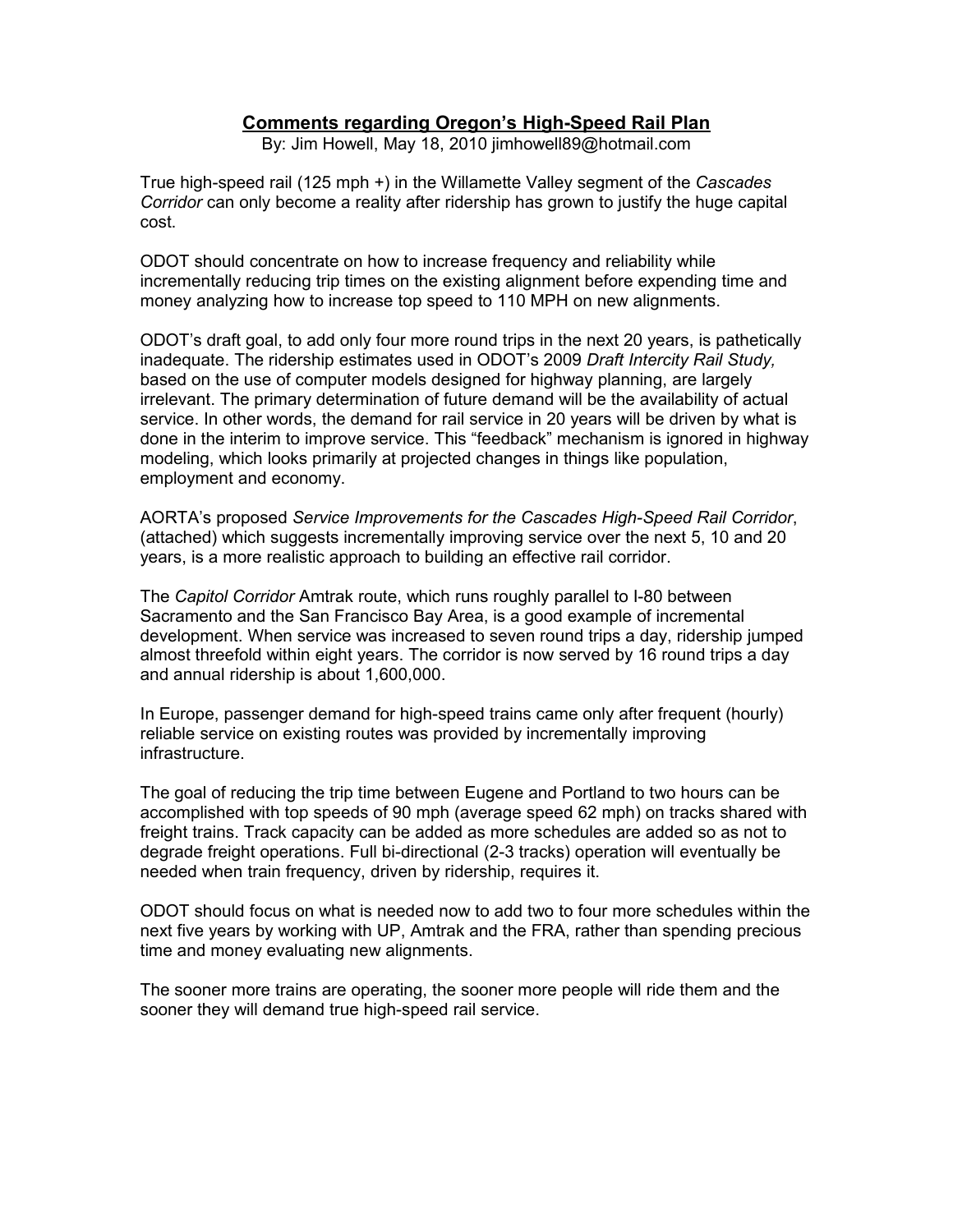# Comments regarding Oregon's High-Speed Rail Plan

By: Jim Howell, May 18, 2010 jimhowell89@hotmail.com

True high-speed rail (125 mph +) in the Willamette Valley segment of the *Cascades Corridor* can only become a reality after ridership has grown to justify the huge capital cost.

ODOT should concentrate on how to increase frequency and reliability while incrementally reducing trip times on the existing alignment before expending time and money analyzing how to increase top speed to 110 MPH on new alignments.

ODOT's draft goal, to add only four more round trips in the next 20 years, is pathetically inadequate. The ridership estimates used in ODOT's 2009 *Draft Intercity Rail Study,* based on the use of computer models designed for highway planning, are largely irrelevant. The primary determination of future demand will be the availability of actual service. In other words, the demand for rail service in 20 years will be driven by what is done in the interim to improve service. This "feedback" mechanism is ignored in highway modeling, which looks primarily at projected changes in things like population, employment and economy.

AORTA's proposed *Service Improvements for the Cascades High-Speed Rail Corridor*, (attached) which suggests incrementally improving service over the next 5, 10 and 20 years, is a more realistic approach to building an effective rail corridor.

The *Capitol Corridor* Amtrak route, which runs roughly parallel to I-80 between Sacramento and the San Francisco Bay Area, is a good example of incremental development. When service was increased to seven round trips a day, ridership jumped almost threefold within eight years. The corridor is now served by 16 round trips a day and annual ridership is about 1,600,000.

In Europe, passenger demand for high-speed trains came only after frequent (hourly) reliable service on existing routes was provided by incrementally improving infrastructure.

The goal of reducing the trip time between Eugene and Portland to two hours can be accomplished with top speeds of 90 mph (average speed 62 mph) on tracks shared with freight trains. Track capacity can be added as more schedules are added so as not to degrade freight operations. Full bi-directional (2-3 tracks) operation will eventually be needed when train frequency, driven by ridership, requires it.

ODOT should focus on what is needed now to add two to four more schedules within the next five years by working with UP, Amtrak and the FRA, rather than spending precious time and money evaluating new alignments.

The sooner more trains are operating, the sooner more people will ride them and the sooner they will demand true high-speed rail service.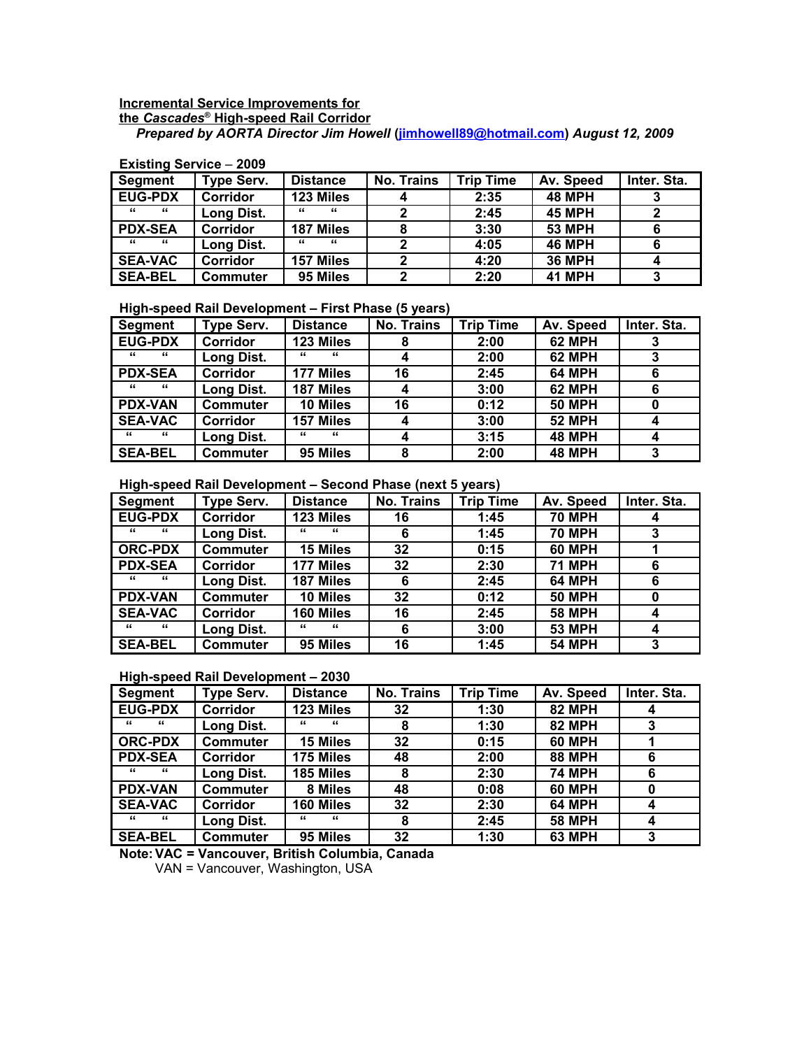**Incremental Service Improvements for**
**the *Cascades*® High-speed Rail Corridor**
***Prepared by AORTA Director Jim Howell (jimhowell89@hotmail.com) August 12, 2009***

**Existing Service – 2009**

| Segment | Type Serv. | Distance | No. Trains | Trip Time | Av. Speed | Inter. Sta. |
|---|---|---|---|---|---|---|
| EUG-PDX | Corridor | 123 Miles | 4 | 2:35 | 48 MPH | 3 |
| " " | Long Dist. | " " | 2 | 2:45 | 45 MPH | 2 |
| PDX-SEA | Corridor | 187 Miles | 8 | 3:30 | 53 MPH | 6 |
| " " | Long Dist. | " " | 2 | 4:05 | 46 MPH | 6 |
| SEA-VAC | Corridor | 157 Miles | 2 | 4:20 | 36 MPH | 4 |
| SEA-BEL | Commuter | 95 Miles | 2 | 2:20 | 41 MPH | 3 |

**High-speed Rail Development – First Phase (5 years)**

| Segment | Type Serv. | Distance | No. Trains | Trip Time | Av. Speed | Inter. Sta. |
|---|---|---|---|---|---|---|
| EUG-PDX | Corridor | 123 Miles | 8 | 2:00 | 62 MPH | 3 |
| " " | Long Dist. | " " | 4 | 2:00 | 62 MPH | 3 |
| PDX-SEA | Corridor | 177 Miles | 16 | 2:45 | 64 MPH | 6 |
| " " | Long Dist. | 187 Miles | 4 | 3:00 | 62 MPH | 6 |
| PDX-VAN | Commuter | 10 Miles | 16 | 0:12 | 50 MPH | 0 |
| SEA-VAC | Corridor | 157 Miles | 4 | 3:00 | 52 MPH | 4 |
| " " | Long Dist. | " " | 4 | 3:15 | 48 MPH | 4 |
| SEA-BEL | Commuter | 95 Miles | 8 | 2:00 | 48 MPH | 3 |

**High-speed Rail Development – Second Phase (next 5 years)**

| Segment | Type Serv. | Distance | No. Trains | Trip Time | Av. Speed | Inter. Sta. |
|---|---|---|---|---|---|---|
| EUG-PDX | Corridor | 123 Miles | 16 | 1:45 | 70 MPH | 4 |
| " " | Long Dist. | " " | 6 | 1:45 | 70 MPH | 3 |
| ORC-PDX | Commuter | 15 Miles | 32 | 0:15 | 60 MPH | 1 |
| PDX-SEA | Corridor | 177 Miles | 32 | 2:30 | 71 MPH | 6 |
| " " | Long Dist. | 187 Miles | 6 | 2:45 | 64 MPH | 6 |
| PDX-VAN | Commuter | 10 Miles | 32 | 0:12 | 50 MPH | 0 |
| SEA-VAC | Corridor | 160 Miles | 16 | 2:45 | 58 MPH | 4 |
| " " | Long Dist. | " " | 6 | 3:00 | 53 MPH | 4 |
| SEA-BEL | Commuter | 95 Miles | 16 | 1:45 | 54 MPH | 3 |

**High-speed Rail Development – 2030**

| Segment | Type Serv. | Distance | No. Trains | Trip Time | Av. Speed | Inter. Sta. |
|---|---|---|---|---|---|---|
| EUG-PDX | Corridor | 123 Miles | 32 | 1:30 | 82 MPH | 4 |
| " " | Long Dist. | " " | 8 | 1:30 | 82 MPH | 3 |
| ORC-PDX | Commuter | 15 Miles | 32 | 0:15 | 60 MPH | 1 |
| PDX-SEA | Corridor | 175 Miles | 48 | 2:00 | 88 MPH | 6 |
| " " | Long Dist. | 185 Miles | 8 | 2:30 | 74 MPH | 6 |
| PDX-VAN | Commuter | 8 Miles | 48 | 0:08 | 60 MPH | 0 |
| SEA-VAC | Corridor | 160 Miles | 32 | 2:30 | 64 MPH | 4 |
| " " | Long Dist. | " " | 8 | 2:45 | 58 MPH | 4 |
| SEA-BEL | Commuter | 95 Miles | 32 | 1:30 | 63 MPH | 3 |

**Note: VAC = Vancouver, British Columbia, Canada**
VAN = Vancouver, Washington, USA